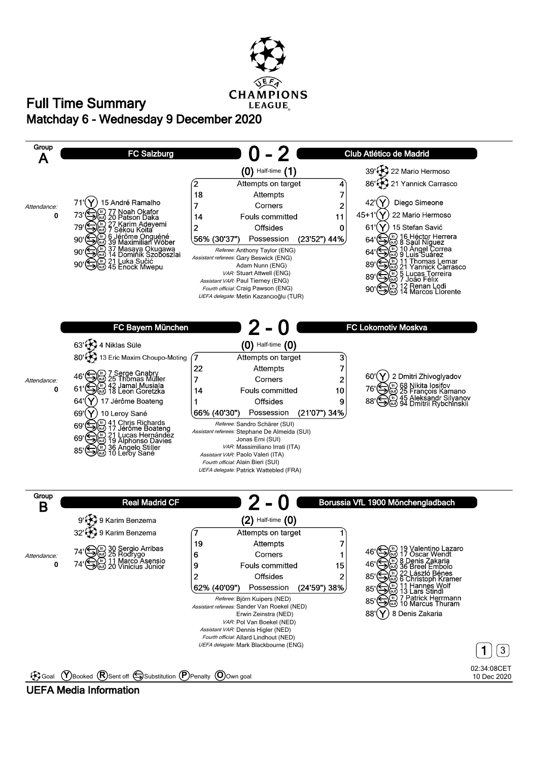# Full Time Summary

## Matchday 6 - Wednesday 9 December 2020

### Group A

## FC Salzburg 0 - 2 Club Atlético de Madrid

(0) Half-time (1)

Attendance: 0

**FC Salzburg**

- 71' Booked: 15 André Ramalho
- 73' Substitution: in 77 Noah Okafor, out 20 Patson Daka
- 79' Substitution: in 27 Karim Adeyemi, out 7 Sékou Koïta
- 90' Substitution: in 6 Jérôme Onguéné, out 39 Maximilian Wöber
- 90' Substitution: in 37 Masaya Okugawa, out 14 Dominik Szoboszlai
- 90' Substitution: in 21 Luka Sučić, out 45 Enock Mwepu

**Club Atlético de Madrid**

- 39' Goal: 22 Mario Hermoso
- 86' Goal: 21 Yannick Carrasco
- 42' Booked: Diego Simeone
- 45+1' Booked: 22 Mario Hermoso
- 61' Booked: 15 Stefan Savić
- 64' Substitution: in 16 Héctor Herrera, out 8 Saúl Ñíguez
- 64' Substitution: in 10 Ángel Correa, out 9 Luis Suárez
- 89' Substitution: in 11 Thomas Lemar, out 21 Yannick Carrasco
- 89' Substitution: in 5 Lucas Torreira, out 7 João Félix
- 90' Substitution: in 12 Renan Lodi, out 14 Marcos Llorente

| FC Salzburg | | Club Atlético de Madrid |
|---|---|---|
| 2 | Attempts on target | 4 |
| 18 | Attempts | 7 |
| 7 | Corners | 2 |
| 14 | Fouls committed | 11 |
| 2 | Offsides | 0 |
| 56% (30'37") | Possession | (23'52") 44% |

*Referee:* Anthony Taylor (ENG)
*Assistant referees:* Gary Beswick (ENG), Adam Nunn (ENG)
*VAR:* Stuart Attwell (ENG)
*Assistant VAR:* Paul Tierney (ENG)
*Fourth official:* Craig Pawson (ENG)
*UEFA delegate:* Metin Kazancıoğlu (TUR)

## FC Bayern München 2 - 0 FC Lokomotiv Moskva

(0) Half-time (0)

Attendance: 0

**FC Bayern München**

- 63' Goal: 4 Niklas Süle
- 80' Goal: 13 Eric Maxim Choupo-Moting
- 46' Substitution: in 7 Serge Gnabry, out 25 Thomas Müller
- 61' Substitution: in 42 Jamal Musiala, out 18 Leon Goretzka
- 64' Booked: 17 Jérôme Boateng
- 69' Booked: 10 Leroy Sané
- 69' Substitution: in 41 Chris Richards, out 17 Jérôme Boateng
- 69' Substitution: in 21 Lucas Hernández, out 19 Alphonso Davies
- 85' Substitution: in 36 Angelo Stiller, out 10 Leroy Sané

**FC Lokomotiv Moskva**

- 60' Booked: 2 Dmitri Zhivoglyadov
- 76' Substitution: in 68 Nikita Iosifov, out 25 François Kamano
- 88' Substitution: in 45 Aleksandr Silyanov, out 94 Dmitrii Rybchinskii

| FC Bayern München | | FC Lokomotiv Moskva |
|---|---|---|
| 7 | Attempts on target | 3 |
| 22 | Attempts | 7 |
| 7 | Corners | 2 |
| 14 | Fouls committed | 10 |
| 1 | Offsides | 9 |
| 66% (40'30") | Possession | (21'07") 34% |

*Referee:* Sandro Schärer (SUI)
*Assistant referees:* Stephane De Almeida (SUI), Jonas Erni (SUI)
*VAR:* Massimiliano Irrati (ITA)
*Assistant VAR:* Paolo Valeri (ITA)
*Fourth official:* Alain Bieri (SUI)
*UEFA delegate:* Patrick Wattebled (FRA)

### Group B

## Real Madrid CF 2 - 0 Borussia VfL 1900 Mönchengladbach

(2) Half-time (0)

Attendance: 0

**Real Madrid CF**

- 9' Goal: 9 Karim Benzema
- 32' Goal: 9 Karim Benzema
- 74' Substitution: in 30 Sergio Arribas, out 25 Rodrygo
- 74' Substitution: in 11 Marco Asensio, out 20 Vinícius Júnior

**Borussia VfL 1900 Mönchengladbach**

- 46' Substitution: in 19 Valentino Lazaro, out 17 Oscar Wendt
- 46' Substitution: in 8 Denis Zakaria, out 36 Breel Embolo
- 85' Substitution: in 22 László Bénes, out 6 Christoph Kramer
- 85' Substitution: in 11 Hannes Wolf, out 13 Lars Stindl
- 85' Substitution: in 7 Patrick Herrmann, out 10 Marcus Thuram
- 88' Booked: 8 Denis Zakaria

| Real Madrid CF | | Borussia VfL 1900 Mönchengladbach |
|---|---|---|
| 7 | Attempts on target | 1 |
| 19 | Attempts | 7 |
| 6 | Corners | 1 |
| 9 | Fouls committed | 15 |
| 2 | Offsides | 2 |
| 62% (40'09") | Possession | (24'59") 38% |

*Referee:* Björn Kuipers (NED)
*Assistant referees:* Sander Van Roekel (NED), Erwin Zeinstra (NED)
*VAR:* Pol Van Boekel (NED)
*Assistant VAR:* Dennis Higler (NED)
*Fourth official:* Allard Lindhout (NED)
*UEFA delegate:* Mark Blackbourne (ENG)

Legend: Goal, (Y) Booked, (R) Sent off, Substitution, (P) Penalty, (O) Own goal

02:34:08CET 10 Dec 2020

UEFA Media Information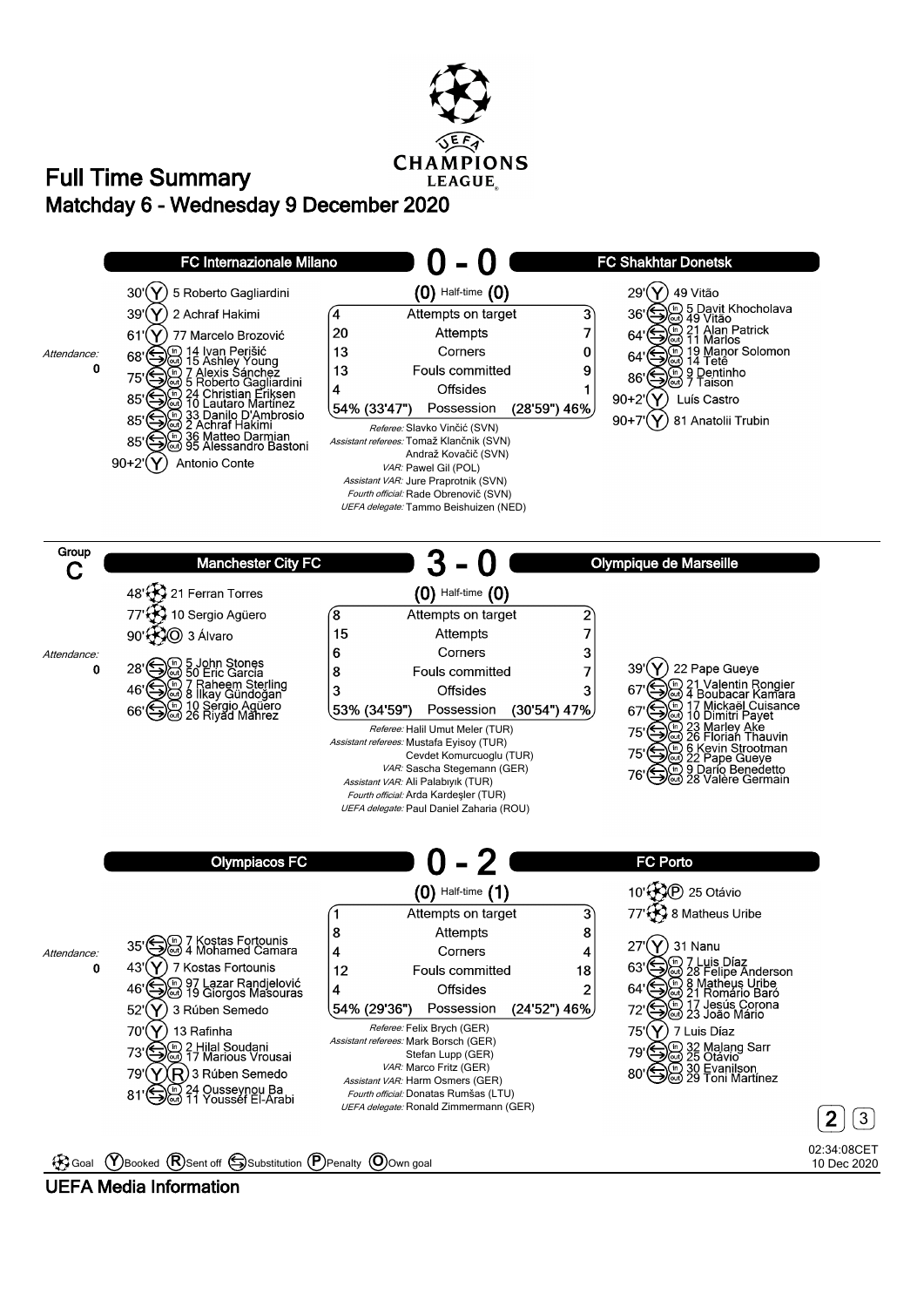# Full Time Summary

## Matchday 6 - Wednesday 9 December 2020

UEFA CHAMPIONS LEAGUE

### FC Internazionale Milano 0 - 0 FC Shakhtar Donetsk

Attendance: 0

**FC Internazionale Milano**

- 30' (Y) 5 Roberto Gagliardini
- 39' (Y) 2 Achraf Hakimi
- 61' (Y) 77 Marcelo Brozović
- 68' Substitution: in 14 Ivan Perišić, out 15 Ashley Young
- 75' Substitution: in 7 Alexis Sánchez, out 5 Roberto Gagliardini
- 85' Substitution: in 24 Christian Eriksen, out 10 Lautaro Martínez
- 85' Substitution: in 33 Danilo D'Ambrosio, out 2 Achraf Hakimi
- 85' Substitution: in 36 Matteo Darmian, out 95 Alessandro Bastoni
- 90+2' (Y) Antonio Conte

**FC Shakhtar Donetsk**

- 29' (Y) 49 Vitão
- 36' Substitution: in 5 Davit Khocholava, out 49 Vitão
- 64' Substitution: in 21 Alan Patrick, out 11 Marlos
- 64' Substitution: in 19 Manor Solomon, out 14 Tetê
- 86' Substitution: in 9 Dentinho, out 7 Taison
- 90+2' (Y) Luís Castro
- 90+7' (Y) 81 Anatolii Trubin

| FC Internazionale Milano | (0) Half-time (0) | FC Shakhtar Donetsk |
|---|---|---|
| 4 | Attempts on target | 3 |
| 20 | Attempts | 7 |
| 13 | Corners | 0 |
| 13 | Fouls committed | 9 |
| 4 | Offsides | 1 |
| 54% (33'47") | Possession | (28'59") 46% |

*Referee:* Slavko Vinčić (SVN)
*Assistant referees:* Tomaž Klančnik (SVN), Andraž Kovačič (SVN)
*VAR:* Pawel Gil (POL)
*Assistant VAR:* Jure Praprotnik (SVN)
*Fourth official:* Rade Obrenovič (SVN)
*UEFA delegate:* Tammo Beishuizen (NED)

---

## Group C

### Manchester City FC 3 - 0 Olympique de Marseille

Attendance: 0

**Manchester City FC**

- 48' Goal 21 Ferran Torres
- 77' Goal 10 Sergio Agüero
- 90' Goal (Own goal) 3 Álvaro
- 28' Substitution: in 5 John Stones, out 50 Eric García
- 46' Substitution: in 7 Raheem Sterling, out 8 İlkay Gündoğan
- 66' Substitution: in 10 Sergio Agüero, out 26 Riyad Mahrez

**Olympique de Marseille**

- 39' (Y) 22 Pape Gueye
- 67' Substitution: in 21 Valentin Rongier, out 4 Boubacar Kamara
- 67' Substitution: in 17 Mickaël Cuisance, out 10 Dimitri Payet
- 75' Substitution: in 23 Marley Ake, out 26 Florian Thauvin
- 75' Substitution: in 6 Kevin Strootman, out 22 Pape Gueye
- 76' Substitution: in 9 Darío Benedetto, out 28 Valère Germain

| Manchester City FC | (0) Half-time (0) | Olympique de Marseille |
|---|---|---|
| 8 | Attempts on target | 2 |
| 15 | Attempts | 7 |
| 6 | Corners | 3 |
| 8 | Fouls committed | 7 |
| 3 | Offsides | 3 |
| 53% (34'59") | Possession | (30'54") 47% |

*Referee:* Halil Umut Meler (TUR)
*Assistant referees:* Mustafa Eyisoy (TUR), Cevdet Komurcuoglu (TUR)
*VAR:* Sascha Stegemann (GER)
*Assistant VAR:* Ali Palabıyık (TUR)
*Fourth official:* Arda Kardeşler (TUR)
*UEFA delegate:* Paul Daniel Zaharia (ROU)

### Olympiacos FC 0 - 2 FC Porto

Attendance: 0

**Olympiacos FC**

- 35' Substitution: in 7 Kostas Fortounis, out 4 Mohamed Camara
- 43' (Y) 7 Kostas Fortounis
- 46' Substitution: in 97 Lazar Randjelović, out 19 Giorgos Masouras
- 52' (Y) 3 Rúben Semedo
- 70' (Y) 13 Rafinha
- 73' Substitution: in 2 Hilal Soudani, out 17 Marious Vrousai
- 79' (Y)(R) 3 Rúben Semedo
- 81' Substitution: in 24 Ousseynou Ba, out 11 Youssef El-Arabi

**FC Porto**

- 10' Goal (Penalty) 25 Otávio
- 77' Goal 8 Matheus Uribe
- 27' (Y) 31 Nanu
- 63' Substitution: in 7 Luis Díaz, out 28 Felipe Anderson
- 64' Substitution: in 8 Matheus Uribe, out 21 Romário Baró
- 72' Substitution: in 17 Jesús Corona, out 23 João Mário
- 75' (Y) 7 Luis Díaz
- 79' Substitution: in 32 Malang Sarr, out 25 Otávio
- 80' Substitution: in 30 Evanilson, out 29 Toni Martínez

| Olympiacos FC | (0) Half-time (1) | FC Porto |
|---|---|---|
| 1 | Attempts on target | 3 |
| 8 | Attempts | 8 |
| 4 | Corners | 4 |
| 12 | Fouls committed | 18 |
| 4 | Offsides | 2 |
| 54% (29'36") | Possession | (24'52") 46% |

*Referee:* Felix Brych (GER)
*Assistant referees:* Mark Borsch (GER), Stefan Lupp (GER)
*VAR:* Marco Fritz (GER)
*Assistant VAR:* Harm Osmers (GER)
*Fourth official:* Donatas Rumšas (LTU)
*UEFA delegate:* Ronald Zimmermann (GER)

---

Legend: Goal, (Y) Booked, (R) Sent off, Substitution, (P) Penalty, (O) Own goal

02:34:08CET 10 Dec 2020

UEFA Media Information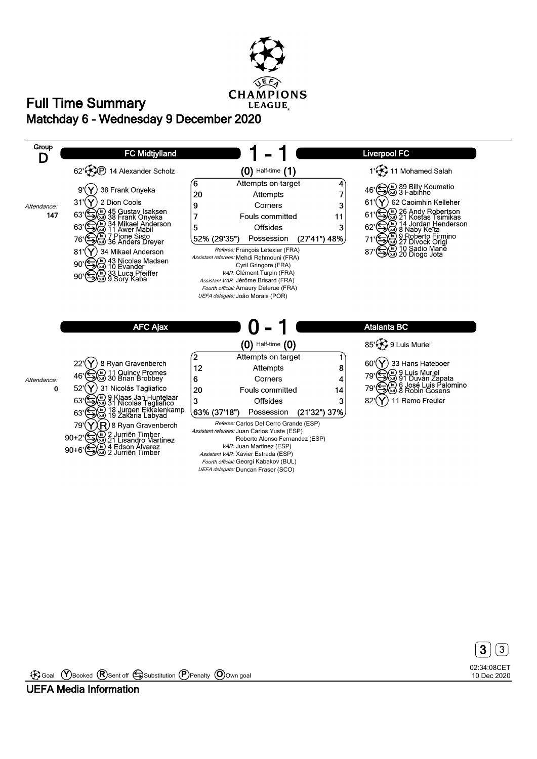# Full Time Summary

## Matchday 6 - Wednesday 9 December 2020

**Group D**

### FC Midtjylland 1 - 1 Liverpool FC

(0) Half-time (1)

**FC Midtjylland**

- 62' Goal (Penalty) 14 Alexander Scholz
- 9' Booked 38 Frank Onyeka
- 31' Booked 2 Dion Cools
- 63' Substitution (in) 45 Gustav Isaksen (out) 38 Frank Onyeka
- 63' Substitution (in) 34 Mikael Anderson (out) 11 Awer Mabil
- 76' Substitution (in) 7 Pione Sisto (out) 36 Anders Dreyer
- 81' Booked 34 Mikael Anderson
- 90' Substitution (in) 43 Nicolas Madsen (out) 10 Evander
- 90' Substitution (in) 33 Luca Pfeiffer (out) 9 Sory Kaba

*Attendance:* 147

**Liverpool FC**

- 1' Goal 11 Mohamed Salah
- 46' Substitution (in) 89 Billy Koumetio (out) 3 Fabinho
- 61' Booked 62 Caoimhin Kelleher
- 61' Substitution (in) 26 Andy Robertson (out) 21 Kostas Tsimikas
- 62' Substitution (in) 14 Jordan Henderson (out) 8 Naby Keïta
- 71' Substitution (in) 9 Roberto Firmino (out) 27 Divock Origi
- 87' Substitution (in) 10 Sadio Mané (out) 20 Diogo Jota

| FC Midtjylland | | Liverpool FC |
|---|---|---|
| 6 | Attempts on target | 4 |
| 20 | Attempts | 7 |
| 9 | Corners | 3 |
| 7 | Fouls committed | 11 |
| 5 | Offsides | 3 |
| 52% (29'35") | Possession | (27'41") 48% |

*Referee:* François Letexier (FRA)
*Assistant referees:* Mehdi Rahmouni (FRA), Cyril Gringore (FRA)
*VAR:* Clément Turpin (FRA)
*Assistant VAR:* Jérôme Brisard (FRA)
*Fourth official:* Amaury Delerue (FRA)
*UEFA delegate:* João Morais (POR)

### AFC Ajax 0 - 1 Atalanta BC

(0) Half-time (0)

**AFC Ajax**

- 22' Booked 8 Ryan Gravenberch
- 46' Substitution (in) 11 Quincy Promes (out) 30 Brian Brobbey
- 52' Booked 31 Nicolás Tagliafico
- 63' Substitution (in) 9 Klaas Jan Huntelaar (out) 31 Nicolás Tagliafico
- 63' Substitution (in) 18 Jurgen Ekkelenkamp (out) 19 Zakaria Labyad
- 79' Booked, Sent off 8 Ryan Gravenberch
- 90+2' Substitution (in) 2 Jurriën Timber (out) 21 Lisandro Martínez
- 90+6' Substitution (in) 4 Edson Álvarez (out) 2 Jurriën Timber

*Attendance:* 0

**Atalanta BC**

- 85' Goal 9 Luis Muriel
- 60' Booked 33 Hans Hateboer
- 79' Substitution (in) 9 Luis Muriel (out) 91 Duván Zapata
- 79' Substitution (in) 6 José Luis Palomino (out) 8 Robin Gosens
- 82' Booked 11 Remo Freuler

| AFC Ajax | | Atalanta BC |
|---|---|---|
| 2 | Attempts on target | 1 |
| 12 | Attempts | 8 |
| 6 | Corners | 4 |
| 20 | Fouls committed | 14 |
| 3 | Offsides | 3 |
| 63% (37'18") | Possession | (21'32") 37% |

*Referee:* Carlos Del Cerro Grande (ESP)
*Assistant referees:* Juan Carlos Yuste (ESP), Roberto Alonso Fernandez (ESP)
*VAR:* Juan Martínez (ESP)
*Assistant VAR:* Xavier Estrada (ESP)
*Fourth official:* Georgi Kabakov (BUL)
*UEFA delegate:* Duncan Fraser (SCO)

Goal | Booked | Sent off | Substitution | Penalty | Own goal

02:34:08CET 10 Dec 2020

UEFA Media Information